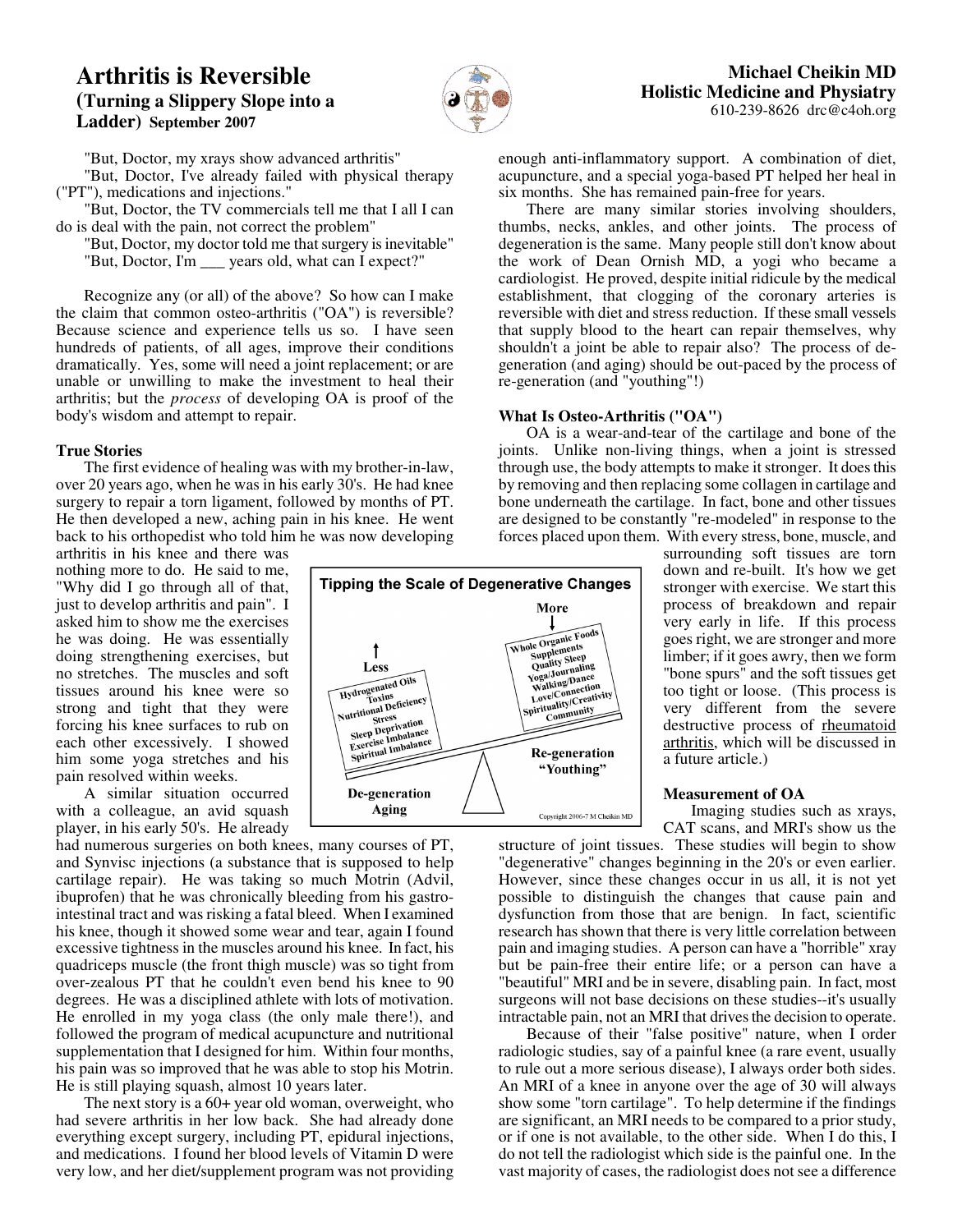# Arthritis is Reversible

## (Turning a Slippery Slope into a Ladder) September 2007

**Michael Cheikin MD**
**Holistic Medicine and Physiatry**
610-239-8626 drc@c4oh.org

"But, Doctor, my xrays show advanced arthritis"

"But, Doctor, I've already failed with physical therapy ("PT"), medications and injections."

"But, Doctor, the TV commercials tell me that I all I can do is deal with the pain, not correct the problem"

"But, Doctor, my doctor told me that surgery is inevitable"

"But, Doctor, I'm ___ years old, what can I expect?"

Recognize any (or all) of the above? So how can I make the claim that common osteo-arthritis ("OA") is reversible? Because science and experience tells us so. I have seen hundreds of patients, of all ages, improve their conditions dramatically. Yes, some will need a joint replacement; or are unable or unwilling to make the investment to heal their arthritis; but the *process* of developing OA is proof of the body's wisdom and attempt to repair.

### True Stories

The first evidence of healing was with my brother-in-law, over 20 years ago, when he was in his early 30's. He had knee surgery to repair a torn ligament, followed by months of PT. He then developed a new, aching pain in his knee. He went back to his orthopedist who told him he was now developing arthritis in his knee and there was nothing more to do. He said to me, "Why did I go through all of that, just to develop arthritis and pain". I asked him to show me the exercises he was doing. He was essentially doing strengthening exercises, but no stretches. The muscles and soft tissues around his knee were so strong and tight that they were forcing his knee surfaces to rub on each other excessively. I showed him some yoga stretches and his pain resolved within weeks.

A similar situation occurred with a colleague, an avid squash player, in his early 50's. He already had numerous surgeries on both knees, many courses of PT, and Synvisc injections (a substance that is supposed to help cartilage repair). He was taking so much Motrin (Advil, ibuprofen) that he was chronically bleeding from his gastro-intestinal tract and was risking a fatal bleed. When I examined his knee, though it showed some wear and tear, again I found excessive tightness in the muscles around his knee. In fact, his quadriceps muscle (the front thigh muscle) was so tight from over-zealous PT that he couldn't even bend his knee to 90 degrees. He was a disciplined athlete with lots of motivation. He enrolled in my yoga class (the only male there!), and followed the program of medical acupuncture and nutritional supplementation that I designed for him. Within four months, his pain was so improved that he was able to stop his Motrin. He is still playing squash, almost 10 years later.

The next story is a 60+ year old woman, overweight, who had severe arthritis in her low back. She had already done everything except surgery, including PT, epidural injections, and medications. I found her blood levels of Vitamin D were very low, and her diet/supplement program was not providing enough anti-inflammatory support. A combination of diet, acupuncture, and a special yoga-based PT helped her heal in six months. She has remained pain-free for years.

There are many similar stories involving shoulders, thumbs, necks, ankles, and other joints. The process of degeneration is the same. Many people still don't know about the work of Dean Ornish MD, a yogi who became a cardiologist. He proved, despite initial ridicule by the medical establishment, that clogging of the coronary arteries is reversible with diet and stress reduction. If these small vessels that supply blood to the heart can repair themselves, why shouldn't a joint be able to repair also? The process of de-generation (and aging) should be out-paced by the process of re-generation (and "youthing"!)

**Tipping the Scale of Degenerative Changes**

| Less → De-generation / Aging | More → Re-generation / "Youthing" |
|---|---|
| Hydrogenated Oils | Whole Organic Foods |
| Toxins | Supplements |
| Nutritional Deficiency | Quality Sleep |
| Stress | Yoga/Journaling |
| Sleep Deprivation | Walking/Dance |
| Exercise Imbalance | Love/Connection |
| Spiritual Imbalance | Spirituality/Creativity |
| | Community |

Copyright 2006-7 M Cheikin MD

### What Is Osteo-Arthritis ("OA")

OA is a wear-and-tear of the cartilage and bone of the joints. Unlike non-living things, when a joint is stressed through use, the body attempts to make it stronger. It does this by removing and then replacing some collagen in cartilage and bone underneath the cartilage. In fact, bone and other tissues are designed to be constantly "re-modeled" in response to the forces placed upon them. With every stress, bone, muscle, and surrounding soft tissues are torn down and re-built. It's how we get stronger with exercise. We start this process of breakdown and repair very early in life. If this process goes right, we are stronger and more limber; if it goes awry, then we form "bone spurs" and the soft tissues get too tight or loose. (This process is very different from the severe destructive process of <u>rheumatoid arthritis</u>, which will be discussed in a future article.)

### Measurement of OA

Imaging studies such as xrays, CAT scans, and MRI's show us the structure of joint tissues. These studies will begin to show "degenerative" changes beginning in the 20's or even earlier. However, since these changes occur in us all, it is not yet possible to distinguish the changes that cause pain and dysfunction from those that are benign. In fact, scientific research has shown that there is very little correlation between pain and imaging studies. A person can have a "horrible" xray but be pain-free their entire life; or a person can have a "beautiful" MRI and be in severe, disabling pain. In fact, most surgeons will not base decisions on these studies--it's usually intractable pain, not an MRI that drives the decision to operate.

Because of their "false positive" nature, when I order radiologic studies, say of a painful knee (a rare event, usually to rule out a more serious disease), I always order both sides. An MRI of a knee in anyone over the age of 30 will always show some "torn cartilage". To help determine if the findings are significant, an MRI needs to be compared to a prior study, or if one is not available, to the other side. When I do this, I do not tell the radiologist which side is the painful one. In the vast majority of cases, the radiologist does not see a difference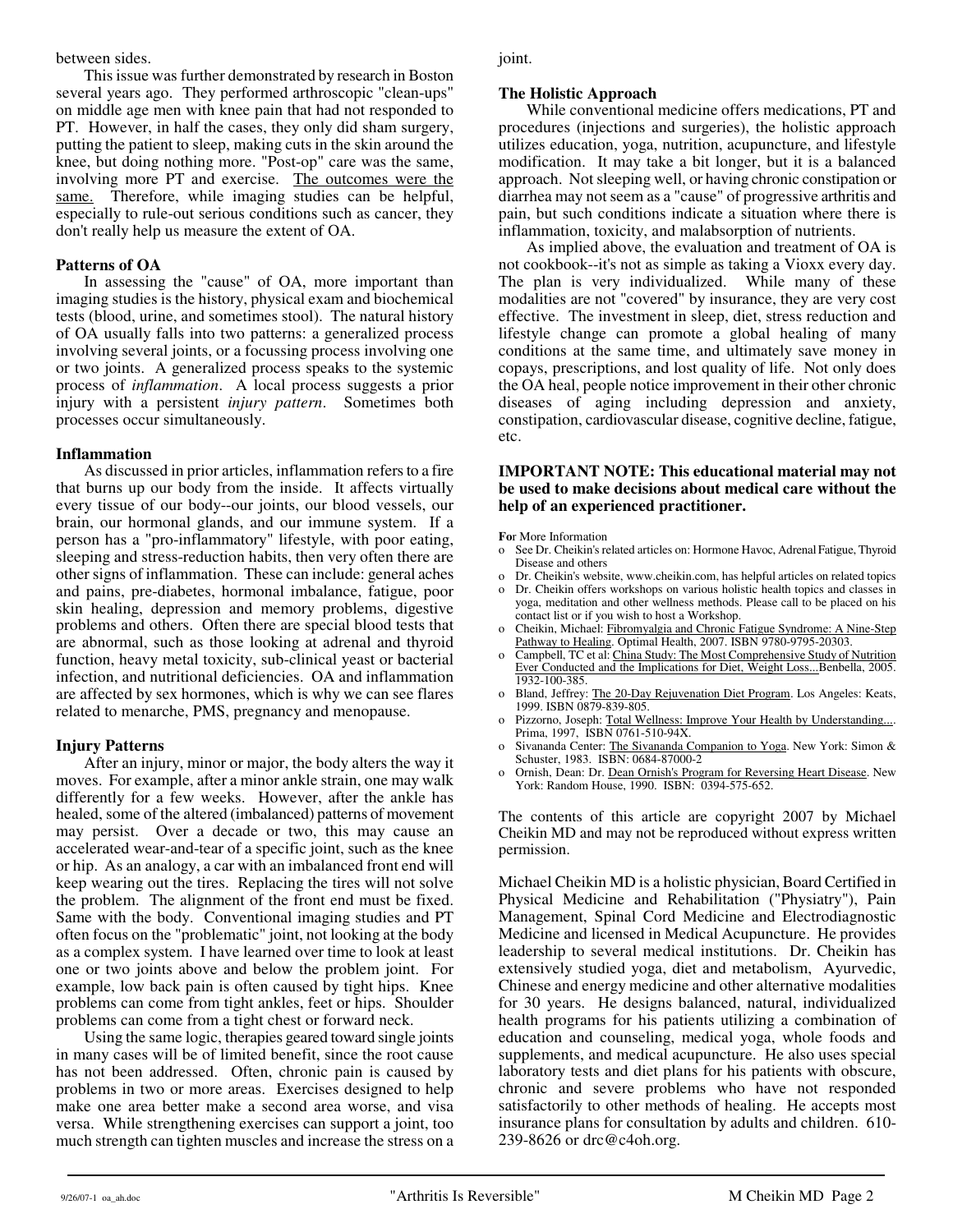between sides.

This issue was further demonstrated by research in Boston several years ago. They performed arthroscopic "clean-ups" on middle age men with knee pain that had not responded to PT. However, in half the cases, they only did sham surgery, putting the patient to sleep, making cuts in the skin around the knee, but doing nothing more. "Post-op" care was the same, involving more PT and exercise. The outcomes were the same. Therefore, while imaging studies can be helpful, especially to rule-out serious conditions such as cancer, they don't really help us measure the extent of OA.

### Patterns of OA

In assessing the "cause" of OA, more important than imaging studies is the history, physical exam and biochemical tests (blood, urine, and sometimes stool). The natural history of OA usually falls into two patterns: a generalized process involving several joints, or a focussing process involving one or two joints. A generalized process speaks to the systemic process of *inflammation*. A local process suggests a prior injury with a persistent *injury pattern*. Sometimes both processes occur simultaneously.

### Inflammation

As discussed in prior articles, inflammation refers to a fire that burns up our body from the inside. It affects virtually every tissue of our body--our joints, our blood vessels, our brain, our hormonal glands, and our immune system. If a person has a "pro-inflammatory" lifestyle, with poor eating, sleeping and stress-reduction habits, then very often there are other signs of inflammation. These can include: general aches and pains, pre-diabetes, hormonal imbalance, fatigue, poor skin healing, depression and memory problems, digestive problems and others. Often there are special blood tests that are abnormal, such as those looking at adrenal and thyroid function, heavy metal toxicity, sub-clinical yeast or bacterial infection, and nutritional deficiencies. OA and inflammation are affected by sex hormones, which is why we can see flares related to menarche, PMS, pregnancy and menopause.

### Injury Patterns

After an injury, minor or major, the body alters the way it moves. For example, after a minor ankle strain, one may walk differently for a few weeks. However, after the ankle has healed, some of the altered (imbalanced) patterns of movement may persist. Over a decade or two, this may cause an accelerated wear-and-tear of a specific joint, such as the knee or hip. As an analogy, a car with an imbalanced front end will keep wearing out the tires. Replacing the tires will not solve the problem. The alignment of the front end must be fixed. Same with the body. Conventional imaging studies and PT often focus on the "problematic" joint, not looking at the body as a complex system. I have learned over time to look at least one or two joints above and below the problem joint. For example, low back pain is often caused by tight hips. Knee problems can come from tight ankles, feet or hips. Shoulder problems can come from a tight chest or forward neck.

Using the same logic, therapies geared toward single joints in many cases will be of limited benefit, since the root cause has not been addressed. Often, chronic pain is caused by problems in two or more areas. Exercises designed to help make one area better make a second area worse, and visa versa. While strengthening exercises can support a joint, too much strength can tighten muscles and increase the stress on a joint.

### The Holistic Approach

While conventional medicine offers medications, PT and procedures (injections and surgeries), the holistic approach utilizes education, yoga, nutrition, acupuncture, and lifestyle modification. It may take a bit longer, but it is a balanced approach. Not sleeping well, or having chronic constipation or diarrhea may not seem as a "cause" of progressive arthritis and pain, but such conditions indicate a situation where there is inflammation, toxicity, and malabsorption of nutrients.

As implied above, the evaluation and treatment of OA is not cookbook--it's not as simple as taking a Vioxx every day. The plan is very individualized. While many of these modalities are not "covered" by insurance, they are very cost effective. The investment in sleep, diet, stress reduction and lifestyle change can promote a global healing of many conditions at the same time, and ultimately save money in copays, prescriptions, and lost quality of life. Not only does the OA heal, people notice improvement in their other chronic diseases of aging including depression and anxiety, constipation, cardiovascular disease, cognitive decline, fatigue, etc.

**IMPORTANT NOTE: This educational material may not be used to make decisions about medical care without the help of an experienced practitioner.**

**Fo**r More Information

- See Dr. Cheikin's related articles on: Hormone Havoc, Adrenal Fatigue, Thyroid Disease and others
- Dr. Cheikin's website, www.cheikin.com, has helpful articles on related topics
- Dr. Cheikin offers workshops on various holistic health topics and classes in yoga, meditation and other wellness methods. Please call to be placed on his contact list or if you wish to host a Workshop.
- Cheikin, Michael: Fibromyalgia and Chronic Fatigue Syndrome: A Nine-Step Pathway to Healing. Optimal Health, 2007. ISBN 9780-9795-20303.
- Campbell, TC et al: China Study: The Most Comprehensive Study of Nutrition Ever Conducted and the Implications for Diet, Weight Loss...Benbella, 2005. 1932-100-385.
- Bland, Jeffrey: The 20-Day Rejuvenation Diet Program. Los Angeles: Keats, 1999. ISBN 0879-839-805.
- Pizzorno, Joseph: Total Wellness: Improve Your Health by Understanding.... Prima, 1997, ISBN 0761-510-94X.
- Sivananda Center: The Sivananda Companion to Yoga. New York: Simon & Schuster, 1983. ISBN: 0684-87000-2
- Ornish, Dean: Dr. Dean Ornish's Program for Reversing Heart Disease. New York: Random House, 1990. ISBN: 0394-575-652.

The contents of this article are copyright 2007 by Michael Cheikin MD and may not be reproduced without express written permission.

Michael Cheikin MD is a holistic physician, Board Certified in Physical Medicine and Rehabilitation ("Physiatry"), Pain Management, Spinal Cord Medicine and Electrodiagnostic Medicine and licensed in Medical Acupuncture. He provides leadership to several medical institutions. Dr. Cheikin has extensively studied yoga, diet and metabolism, Ayurvedic, Chinese and energy medicine and other alternative modalities for 30 years. He designs balanced, natural, individualized health programs for his patients utilizing a combination of education and counseling, medical yoga, whole foods and supplements, and medical acupuncture. He also uses special laboratory tests and diet plans for his patients with obscure, chronic and severe problems who have not responded satisfactorily to other methods of healing. He accepts most insurance plans for consultation by adults and children. 610-239-8626 or drc@c4oh.org.